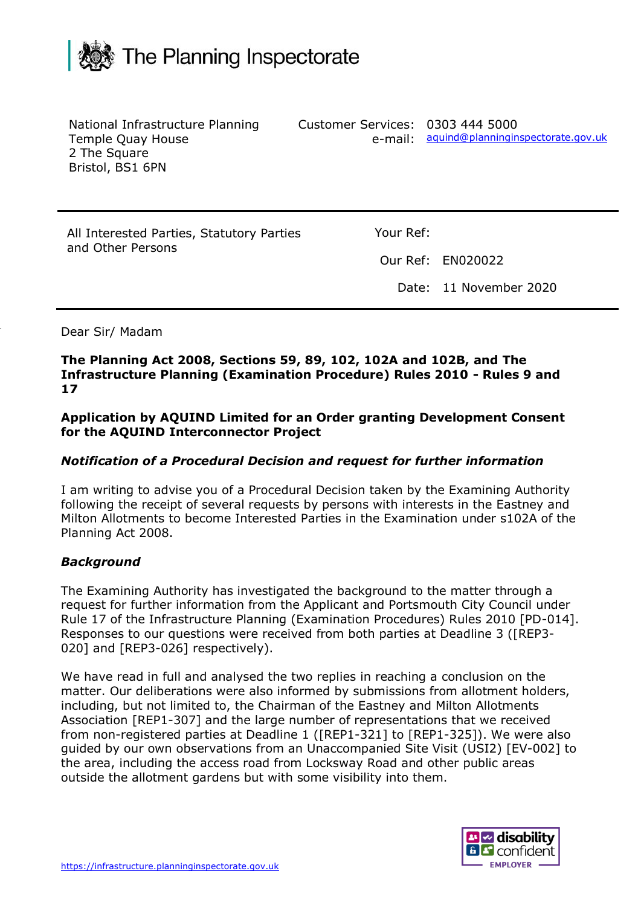# The Planning Inspectorate

National Infrastructure Planning
Temple Quay House
2 The Square
Bristol, BS1 6PN

Customer Services: 0303 444 5000
e-mail: aquind@planninginspectorate.gov.uk

All Interested Parties, Statutory Parties and Other Persons

Your Ref:

Our Ref: EN020022

Date: 11 November 2020

Dear Sir/ Madam

**The Planning Act 2008, Sections 59, 89, 102, 102A and 102B, and The Infrastructure Planning (Examination Procedure) Rules 2010 - Rules 9 and 17**

**Application by AQUIND Limited for an Order granting Development Consent for the AQUIND Interconnector Project**

***Notification of a Procedural Decision and request for further information***

I am writing to advise you of a Procedural Decision taken by the Examining Authority following the receipt of several requests by persons with interests in the Eastney and Milton Allotments to become Interested Parties in the Examination under s102A of the Planning Act 2008.

***Background***

The Examining Authority has investigated the background to the matter through a request for further information from the Applicant and Portsmouth City Council under Rule 17 of the Infrastructure Planning (Examination Procedures) Rules 2010 [PD-014]. Responses to our questions were received from both parties at Deadline 3 ([REP3-020] and [REP3-026] respectively).

We have read in full and analysed the two replies in reaching a conclusion on the matter. Our deliberations were also informed by submissions from allotment holders, including, but not limited to, the Chairman of the Eastney and Milton Allotments Association [REP1-307] and the large number of representations that we received from non-registered parties at Deadline 1 ([REP1-321] to [REP1-325]). We were also guided by our own observations from an Unaccompanied Site Visit (USI2) [EV-002] to the area, including the access road from Locksway Road and other public areas outside the allotment gardens but with some visibility into them.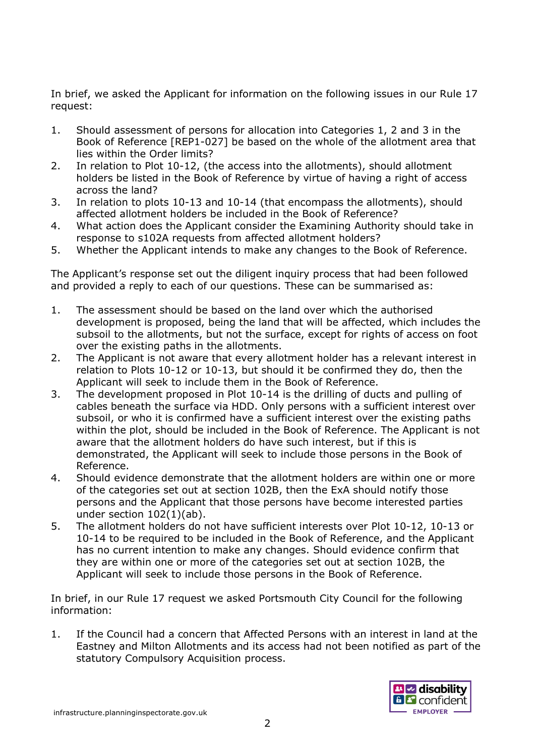In brief, we asked the Applicant for information on the following issues in our Rule 17 request:

1. Should assessment of persons for allocation into Categories 1, 2 and 3 in the Book of Reference [REP1-027] be based on the whole of the allotment area that lies within the Order limits?
2. In relation to Plot 10-12, (the access into the allotments), should allotment holders be listed in the Book of Reference by virtue of having a right of access across the land?
3. In relation to plots 10-13 and 10-14 (that encompass the allotments), should affected allotment holders be included in the Book of Reference?
4. What action does the Applicant consider the Examining Authority should take in response to s102A requests from affected allotment holders?
5. Whether the Applicant intends to make any changes to the Book of Reference.

The Applicant's response set out the diligent inquiry process that had been followed and provided a reply to each of our questions. These can be summarised as:

1. The assessment should be based on the land over which the authorised development is proposed, being the land that will be affected, which includes the subsoil to the allotments, but not the surface, except for rights of access on foot over the existing paths in the allotments.
2. The Applicant is not aware that every allotment holder has a relevant interest in relation to Plots 10-12 or 10-13, but should it be confirmed they do, then the Applicant will seek to include them in the Book of Reference.
3. The development proposed in Plot 10-14 is the drilling of ducts and pulling of cables beneath the surface via HDD. Only persons with a sufficient interest over subsoil, or who it is confirmed have a sufficient interest over the existing paths within the plot, should be included in the Book of Reference. The Applicant is not aware that the allotment holders do have such interest, but if this is demonstrated, the Applicant will seek to include those persons in the Book of Reference.
4. Should evidence demonstrate that the allotment holders are within one or more of the categories set out at section 102B, then the ExA should notify those persons and the Applicant that those persons have become interested parties under section 102(1)(ab).
5. The allotment holders do not have sufficient interests over Plot 10-12, 10-13 or 10-14 to be required to be included in the Book of Reference, and the Applicant has no current intention to make any changes. Should evidence confirm that they are within one or more of the categories set out at section 102B, the Applicant will seek to include those persons in the Book of Reference.

In brief, in our Rule 17 request we asked Portsmouth City Council for the following information:

1. If the Council had a concern that Affected Persons with an interest in land at the Eastney and Milton Allotments and its access had not been notified as part of the statutory Compulsory Acquisition process.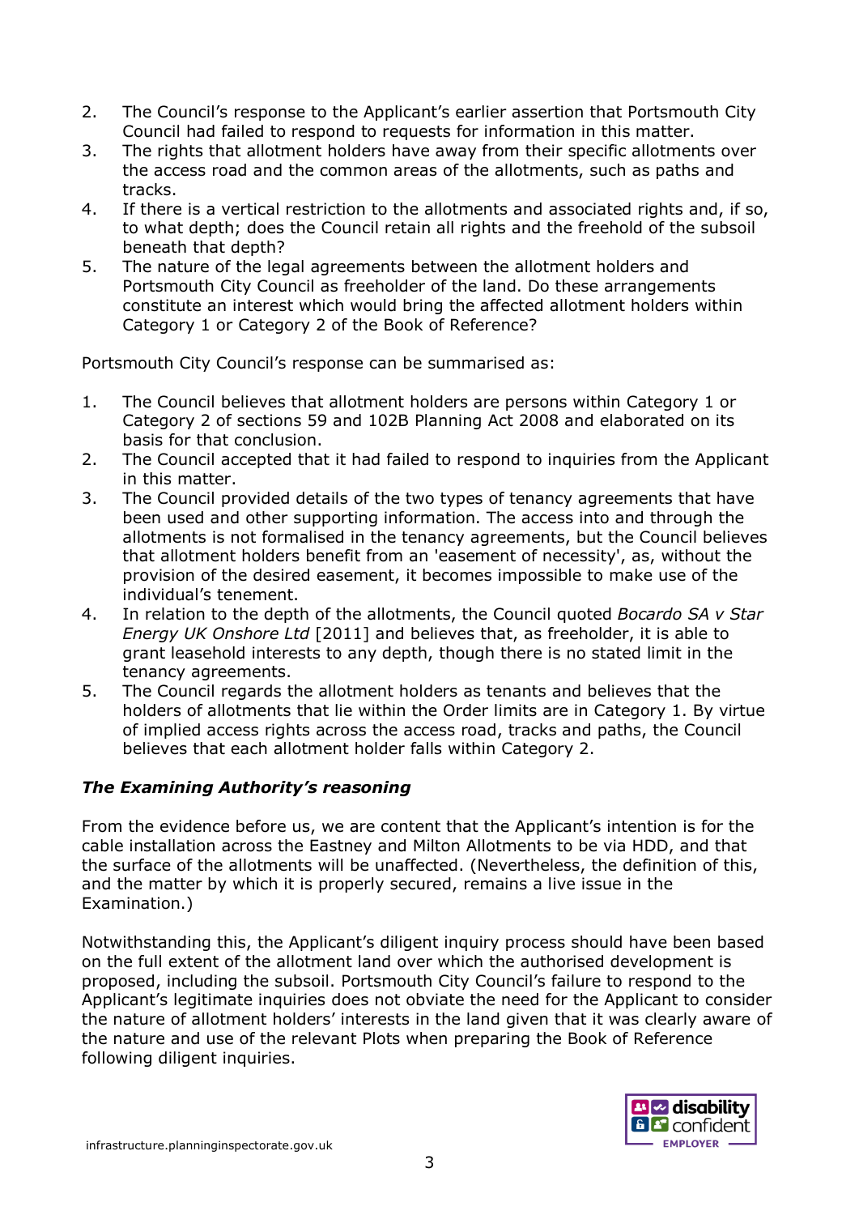2. The Council's response to the Applicant's earlier assertion that Portsmouth City Council had failed to respond to requests for information in this matter.
3. The rights that allotment holders have away from their specific allotments over the access road and the common areas of the allotments, such as paths and tracks.
4. If there is a vertical restriction to the allotments and associated rights and, if so, to what depth; does the Council retain all rights and the freehold of the subsoil beneath that depth?
5. The nature of the legal agreements between the allotment holders and Portsmouth City Council as freeholder of the land. Do these arrangements constitute an interest which would bring the affected allotment holders within Category 1 or Category 2 of the Book of Reference?

Portsmouth City Council's response can be summarised as:

1. The Council believes that allotment holders are persons within Category 1 or Category 2 of sections 59 and 102B Planning Act 2008 and elaborated on its basis for that conclusion.
2. The Council accepted that it had failed to respond to inquiries from the Applicant in this matter.
3. The Council provided details of the two types of tenancy agreements that have been used and other supporting information. The access into and through the allotments is not formalised in the tenancy agreements, but the Council believes that allotment holders benefit from an 'easement of necessity', as, without the provision of the desired easement, it becomes impossible to make use of the individual's tenement.
4. In relation to the depth of the allotments, the Council quoted *Bocardo SA v Star Energy UK Onshore Ltd* [2011] and believes that, as freeholder, it is able to grant leasehold interests to any depth, though there is no stated limit in the tenancy agreements.
5. The Council regards the allotment holders as tenants and believes that the holders of allotments that lie within the Order limits are in Category 1. By virtue of implied access rights across the access road, tracks and paths, the Council believes that each allotment holder falls within Category 2.

### *The Examining Authority's reasoning*

From the evidence before us, we are content that the Applicant's intention is for the cable installation across the Eastney and Milton Allotments to be via HDD, and that the surface of the allotments will be unaffected. (Nevertheless, the definition of this, and the matter by which it is properly secured, remains a live issue in the Examination.)

Notwithstanding this, the Applicant's diligent inquiry process should have been based on the full extent of the allotment land over which the authorised development is proposed, including the subsoil. Portsmouth City Council's failure to respond to the Applicant's legitimate inquiries does not obviate the need for the Applicant to consider the nature of allotment holders' interests in the land given that it was clearly aware of the nature and use of the relevant Plots when preparing the Book of Reference following diligent inquiries.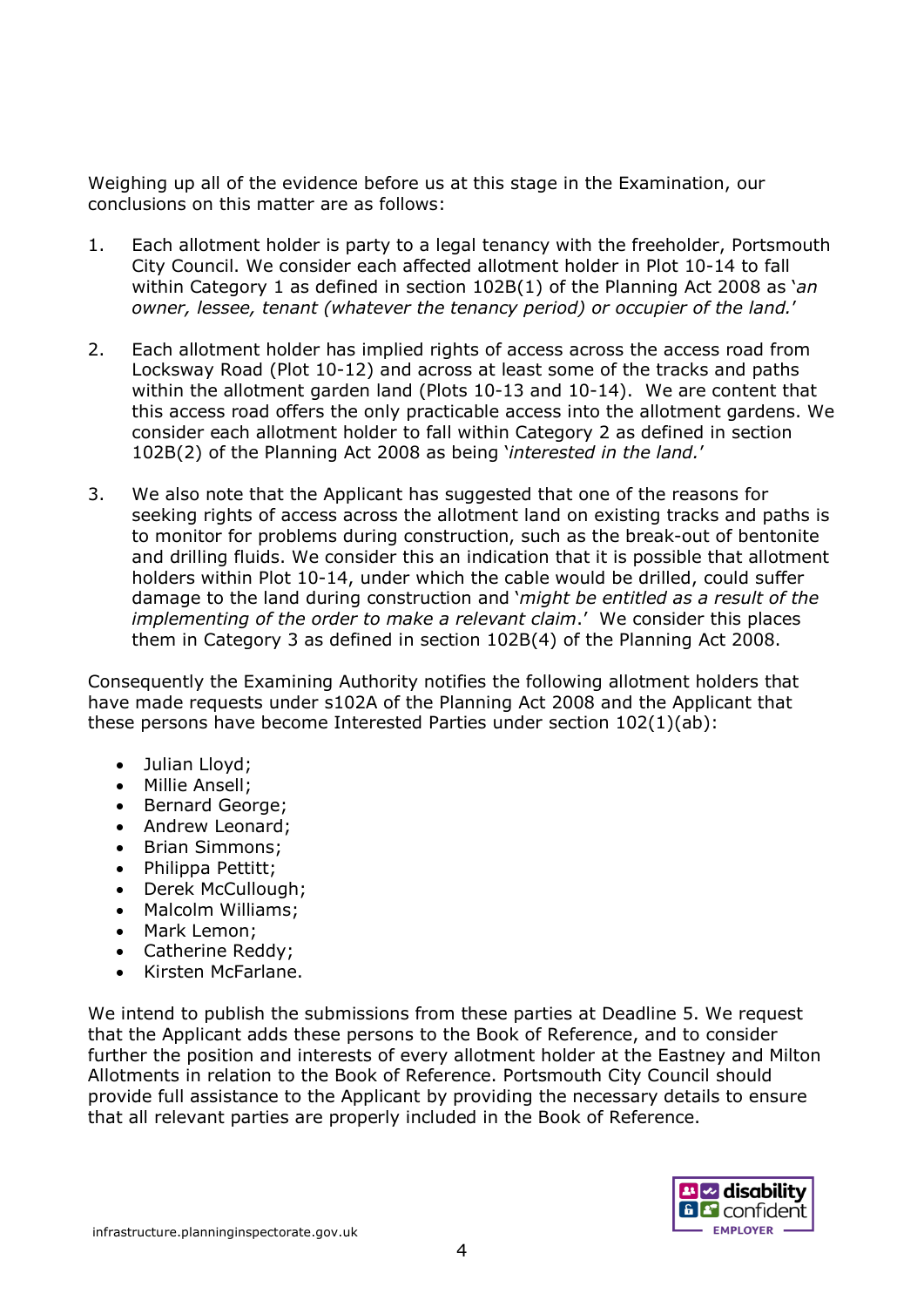Weighing up all of the evidence before us at this stage in the Examination, our conclusions on this matter are as follows:

1. Each allotment holder is party to a legal tenancy with the freeholder, Portsmouth City Council. We consider each affected allotment holder in Plot 10-14 to fall within Category 1 as defined in section 102B(1) of the Planning Act 2008 as '*an owner, lessee, tenant (whatever the tenancy period) or occupier of the land.*'

2. Each allotment holder has implied rights of access across the access road from Locksway Road (Plot 10-12) and across at least some of the tracks and paths within the allotment garden land (Plots 10-13 and 10-14). We are content that this access road offers the only practicable access into the allotment gardens. We consider each allotment holder to fall within Category 2 as defined in section 102B(2) of the Planning Act 2008 as being '*interested in the land.*'

3. We also note that the Applicant has suggested that one of the reasons for seeking rights of access across the allotment land on existing tracks and paths is to monitor for problems during construction, such as the break-out of bentonite and drilling fluids. We consider this an indication that it is possible that allotment holders within Plot 10-14, under which the cable would be drilled, could suffer damage to the land during construction and '*might be entitled as a result of the implementing of the order to make a relevant claim*.' We consider this places them in Category 3 as defined in section 102B(4) of the Planning Act 2008.

Consequently the Examining Authority notifies the following allotment holders that have made requests under s102A of the Planning Act 2008 and the Applicant that these persons have become Interested Parties under section 102(1)(ab):

- Julian Lloyd;
- Millie Ansell;
- Bernard George;
- Andrew Leonard;
- Brian Simmons;
- Philippa Pettitt;
- Derek McCullough;
- Malcolm Williams;
- Mark Lemon;
- Catherine Reddy;
- Kirsten McFarlane.

We intend to publish the submissions from these parties at Deadline 5. We request that the Applicant adds these persons to the Book of Reference, and to consider further the position and interests of every allotment holder at the Eastney and Milton Allotments in relation to the Book of Reference. Portsmouth City Council should provide full assistance to the Applicant by providing the necessary details to ensure that all relevant parties are properly included in the Book of Reference.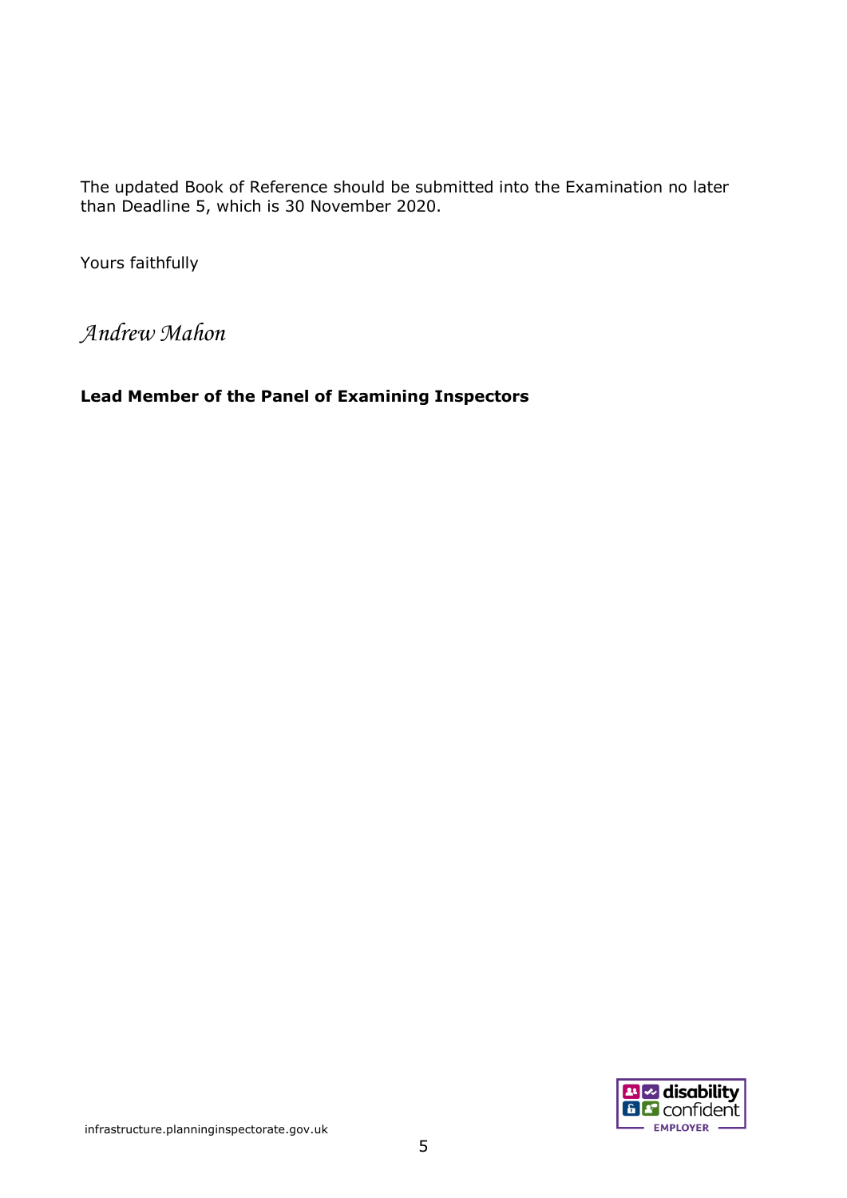The updated Book of Reference should be submitted into the Examination no later than Deadline 5, which is 30 November 2020.

Yours faithfully

*Andrew Mahon*

**Lead Member of the Panel of Examining Inspectors**